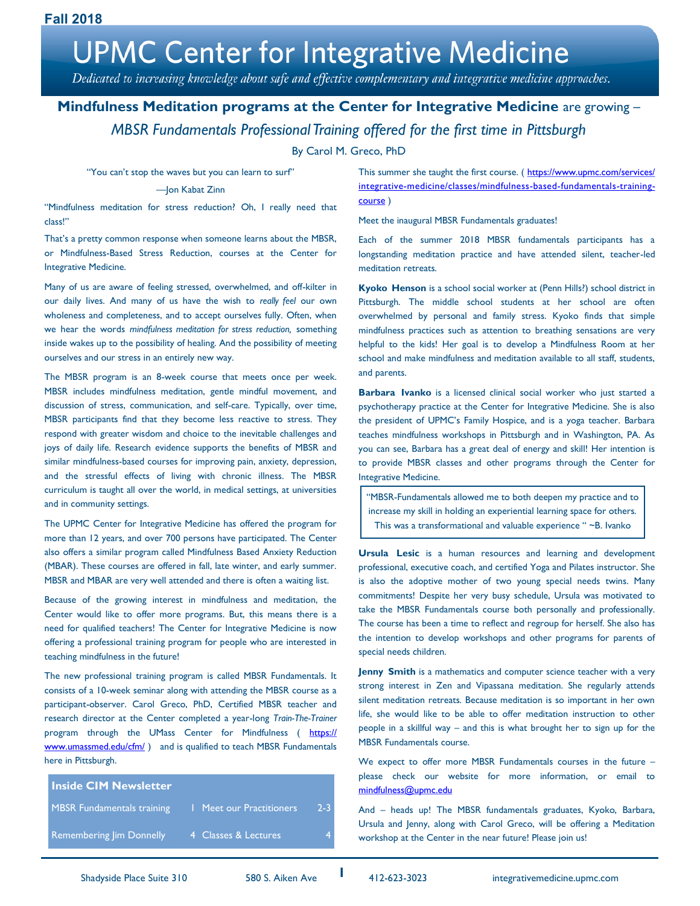Fall 2018

# UPMC Center for Integrative Medicine

*Dedicated to increasing knowledge about safe and effective complementary and integrative medicine approaches.*

## **Mindfulness Meditation programs at the Center for Integrative Medicine** are growing – *MBSR Fundamentals Professional Training offered for the first time in Pittsburgh*

By Carol M. Greco, PhD

"You can't stop the waves but you can learn to surf"

—Jon Kabat Zinn

"Mindfulness meditation for stress reduction? Oh, I really need that class!"

That's a pretty common response when someone learns about the MBSR, or Mindfulness-Based Stress Reduction, courses at the Center for Integrative Medicine.

Many of us are aware of feeling stressed, overwhelmed, and off-kilter in our daily lives. And many of us have the wish to *really feel* our own wholeness and completeness, and to accept ourselves fully. Often, when we hear the words *mindfulness meditation for stress reduction,* something inside wakes up to the possibility of healing. And the possibility of meeting ourselves and our stress in an entirely new way.

The MBSR program is an 8-week course that meets once per week. MBSR includes mindfulness meditation, gentle mindful movement, and discussion of stress, communication, and self-care. Typically, over time, MBSR participants find that they become less reactive to stress. They respond with greater wisdom and choice to the inevitable challenges and joys of daily life. Research evidence supports the benefits of MBSR and similar mindfulness-based courses for improving pain, anxiety, depression, and the stressful effects of living with chronic illness. The MBSR curriculum is taught all over the world, in medical settings, at universities and in community settings.

The UPMC Center for Integrative Medicine has offered the program for more than 12 years, and over 700 persons have participated. The Center also offers a similar program called Mindfulness Based Anxiety Reduction (MBAR). These courses are offered in fall, late winter, and early summer. MBSR and MBAR are very well attended and there is often a waiting list.

Because of the growing interest in mindfulness and meditation, the Center would like to offer more programs. But, this means there is a need for qualified teachers! The Center for Integrative Medicine is now offering a professional training program for people who are interested in teaching mindfulness in the future!

The new professional training program is called MBSR Fundamentals. It consists of a 10-week seminar along with attending the MBSR course as a participant-observer. Carol Greco, PhD, Certified MBSR teacher and research director at the Center completed a year-long *Train-The-Trainer* program through the UMass Center for Mindfulness ( https://www.umassmed.edu/cfm/ ) and is qualified to teach MBSR Fundamentals here in Pittsburgh.

| **Inside CIM Newsletter** | | | |
|---|---|---|---|
| MBSR Fundamentals training | 1 | Meet our Practitioners | 2-3 |
| Remembering Jim Donnelly | 4 | Classes & Lectures | 4 |

This summer she taught the first course. ( https://www.upmc.com/services/integrative-medicine/classes/mindfulness-based-fundamentals-training-course )

Meet the inaugural MBSR Fundamentals graduates!

Each of the summer 2018 MBSR fundamentals participants has a longstanding meditation practice and have attended silent, teacher-led meditation retreats.

**Kyoko Henson** is a school social worker at (Penn Hills?) school district in Pittsburgh. The middle school students at her school are often overwhelmed by personal and family stress. Kyoko finds that simple mindfulness practices such as attention to breathing sensations are very helpful to the kids! Her goal is to develop a Mindfulness Room at her school and make mindfulness and meditation available to all staff, students, and parents.

**Barbara Ivanko** is a licensed clinical social worker who just started a psychotherapy practice at the Center for Integrative Medicine. She is also the president of UPMC's Family Hospice, and is a yoga teacher. Barbara teaches mindfulness workshops in Pittsburgh and in Washington, PA. As you can see, Barbara has a great deal of energy and skill! Her intention is to provide MBSR classes and other programs through the Center for Integrative Medicine.

> "MBSR-Fundamentals allowed me to both deepen my practice and to increase my skill in holding an experiential learning space for others. This was a transformational and valuable experience " ~B. Ivanko

**Ursula Lesic** is a human resources and learning and development professional, executive coach, and certified Yoga and Pilates instructor. She is also the adoptive mother of two young special needs twins. Many commitments! Despite her very busy schedule, Ursula was motivated to take the MBSR Fundamentals course both personally and professionally. The course has been a time to reflect and regroup for herself. She also has the intention to develop workshops and other programs for parents of special needs children.

**Jenny Smith** is a mathematics and computer science teacher with a very strong interest in Zen and Vipassana meditation. She regularly attends silent meditation retreats. Because meditation is so important in her own life, she would like to be able to offer meditation instruction to other people in a skillful way – and this is what brought her to sign up for the MBSR Fundamentals course.

We expect to offer more MBSR Fundamentals courses in the future – please check our website for more information, or email to mindfulness@upmc.edu

And – heads up! The MBSR fundamentals graduates, Kyoko, Barbara, Ursula and Jenny, along with Carol Greco, will be offering a Meditation workshop at the Center in the near future! Please join us!

Shadyside Place Suite 310 | 580 S. Aiken Ave | 412-623-3023 | integrativemedicine.upmc.com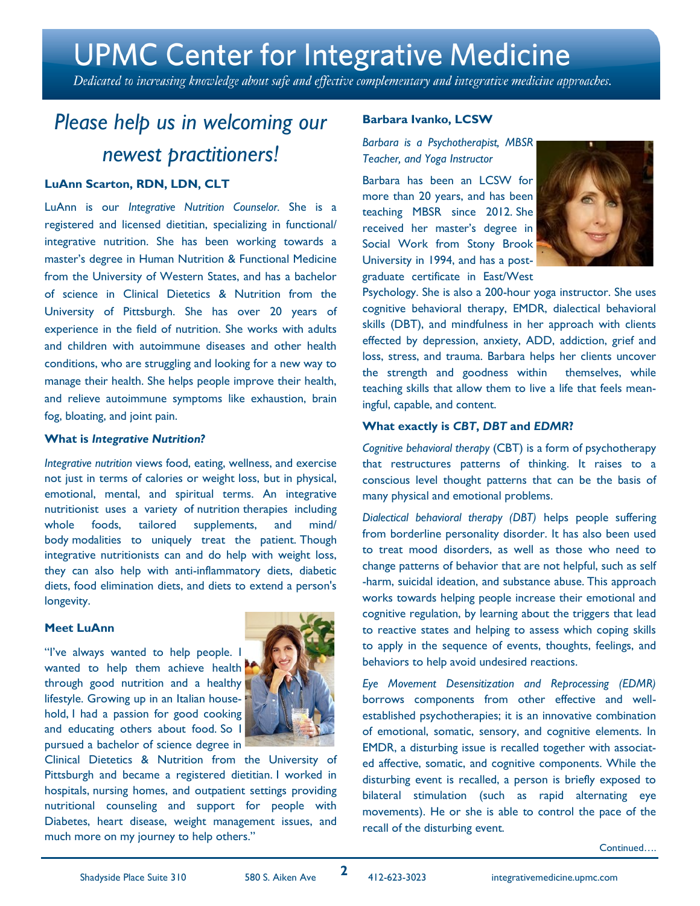# UPMC Center for Integrative Medicine

*Dedicated to increasing knowledge about safe and effective complementary and integrative medicine approaches.*

## *Please help us in welcoming our newest practitioners!*

### LuAnn Scarton, RDN, LDN, CLT

LuAnn is our *Integrative Nutrition Counselor*. She is a registered and licensed dietitian, specializing in functional/ integrative nutrition. She has been working towards a master's degree in Human Nutrition & Functional Medicine from the University of Western States, and has a bachelor of science in Clinical Dietetics & Nutrition from the University of Pittsburgh. She has over 20 years of experience in the field of nutrition. She works with adults and children with autoimmune diseases and other health conditions, who are struggling and looking for a new way to manage their health. She helps people improve their health, and relieve autoimmune symptoms like exhaustion, brain fog, bloating, and joint pain.

### What is *Integrative Nutrition?*

*Integrative nutrition* views food, eating, wellness, and exercise not just in terms of calories or weight loss, but in physical, emotional, mental, and spiritual terms. An integrative nutritionist uses a variety of nutrition therapies including whole foods, tailored supplements, and mind/ body modalities to uniquely treat the patient. Though integrative nutritionists can and do help with weight loss, they can also help with anti-inflammatory diets, diabetic diets, food elimination diets, and diets to extend a person's longevity.

### Meet LuAnn

"I've always wanted to help people. I wanted to help them achieve health through good nutrition and a healthy lifestyle. Growing up in an Italian household, I had a passion for good cooking and educating others about food. So I pursued a bachelor of science degree in Clinical Dietetics & Nutrition from the University of Pittsburgh and became a registered dietitian. I worked in hospitals, nursing homes, and outpatient settings providing nutritional counseling and support for people with Diabetes, heart disease, weight management issues, and much more on my journey to help others."

### Barbara Ivanko, LCSW

*Barbara is a Psychotherapist, MBSR Teacher, and Yoga Instructor*

Barbara has been an LCSW for more than 20 years, and has been teaching MBSR since 2012. She received her master's degree in Social Work from Stony Brook University in 1994, and has a post-graduate certificate in East/West Psychology. She is also a 200-hour yoga instructor. She uses cognitive behavioral therapy, EMDR, dialectical behavioral skills (DBT), and mindfulness in her approach with clients effected by depression, anxiety, ADD, addiction, grief and loss, stress, and trauma. Barbara helps her clients uncover the strength and goodness within themselves, while teaching skills that allow them to live a life that feels meaningful, capable, and content.

### What exactly is *CBT*, *DBT* and *EDMR*?

*Cognitive behavioral therapy* (CBT) is a form of psychotherapy that restructures patterns of thinking. It raises to a conscious level thought patterns that can be the basis of many physical and emotional problems.

*Dialectical behavioral therapy (DBT)* helps people suffering from borderline personality disorder. It has also been used to treat mood disorders, as well as those who need to change patterns of behavior that are not helpful, such as self -harm, suicidal ideation, and substance abuse. This approach works towards helping people increase their emotional and cognitive regulation, by learning about the triggers that lead to reactive states and helping to assess which coping skills to apply in the sequence of events, thoughts, feelings, and behaviors to help avoid undesired reactions.

*Eye Movement Desensitization and Reprocessing (EDMR)* borrows components from other effective and well-established psychotherapies; it is an innovative combination of emotional, somatic, sensory, and cognitive elements. In EMDR, a disturbing issue is recalled together with associated affective, somatic, and cognitive components. While the disturbing event is recalled, a person is briefly exposed to bilateral stimulation (such as rapid alternating eye movements). He or she is able to control the pace of the recall of the disturbing event.

Continued….

Shadyside Place Suite 310 580 S. Aiken Ave 412-623-3023 integrativemedicine.upmc.com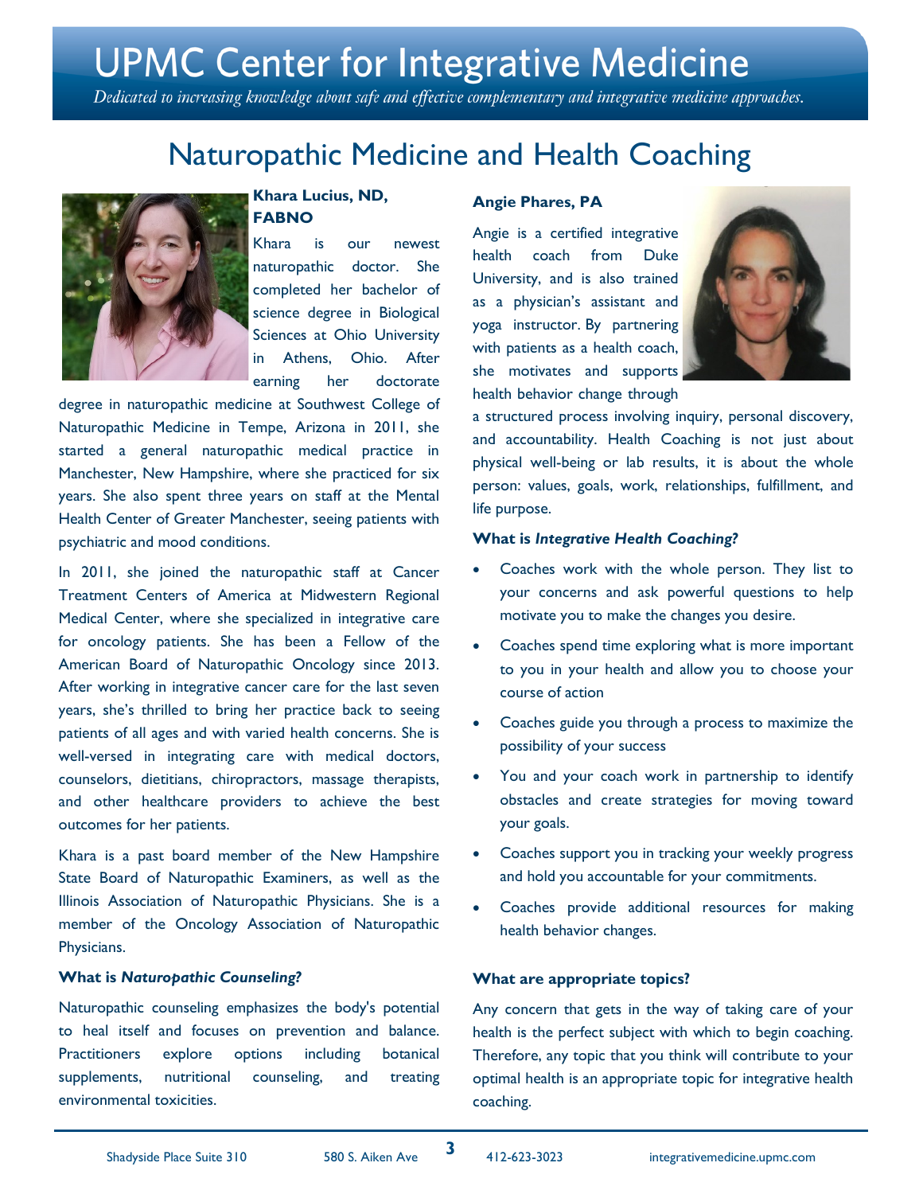# UPMC Center for Integrative Medicine

*Dedicated to increasing knowledge about safe and effective complementary and integrative medicine approaches.*

## Naturopathic Medicine and Health Coaching

**Khara Lucius, ND, FABNO**

Khara is our newest naturopathic doctor. She completed her bachelor of science degree in Biological Sciences at Ohio University in Athens, Ohio. After earning her doctorate degree in naturopathic medicine at Southwest College of Naturopathic Medicine in Tempe, Arizona in 2011, she started a general naturopathic medical practice in Manchester, New Hampshire, where she practiced for six years. She also spent three years on staff at the Mental Health Center of Greater Manchester, seeing patients with psychiatric and mood conditions.

In 2011, she joined the naturopathic staff at Cancer Treatment Centers of America at Midwestern Regional Medical Center, where she specialized in integrative care for oncology patients. She has been a Fellow of the American Board of Naturopathic Oncology since 2013. After working in integrative cancer care for the last seven years, she's thrilled to bring her practice back to seeing patients of all ages and with varied health concerns. She is well-versed in integrating care with medical doctors, counselors, dietitians, chiropractors, massage therapists, and other healthcare providers to achieve the best outcomes for her patients.

Khara is a past board member of the New Hampshire State Board of Naturopathic Examiners, as well as the Illinois Association of Naturopathic Physicians. She is a member of the Oncology Association of Naturopathic Physicians.

**What is *Naturopathic Counseling?***

Naturopathic counseling emphasizes the body's potential to heal itself and focuses on prevention and balance. Practitioners explore options including botanical supplements, nutritional counseling, and treating environmental toxicities.

**Angie Phares, PA**

Angie is a certified integrative health coach from Duke University, and is also trained as a physician's assistant and yoga instructor. By partnering with patients as a health coach, she motivates and supports health behavior change through a structured process involving inquiry, personal discovery, and accountability. Health Coaching is not just about physical well-being or lab results, it is about the whole person: values, goals, work, relationships, fulfillment, and life purpose.

**What is *Integrative Health Coaching?***

- Coaches work with the whole person. They list to your concerns and ask powerful questions to help motivate you to make the changes you desire.
- Coaches spend time exploring what is more important to you in your health and allow you to choose your course of action
- Coaches guide you through a process to maximize the possibility of your success
- You and your coach work in partnership to identify obstacles and create strategies for moving toward your goals.
- Coaches support you in tracking your weekly progress and hold you accountable for your commitments.
- Coaches provide additional resources for making health behavior changes.

**What are appropriate topics?**

Any concern that gets in the way of taking care of your health is the perfect subject with which to begin coaching. Therefore, any topic that you think will contribute to your optimal health is an appropriate topic for integrative health coaching.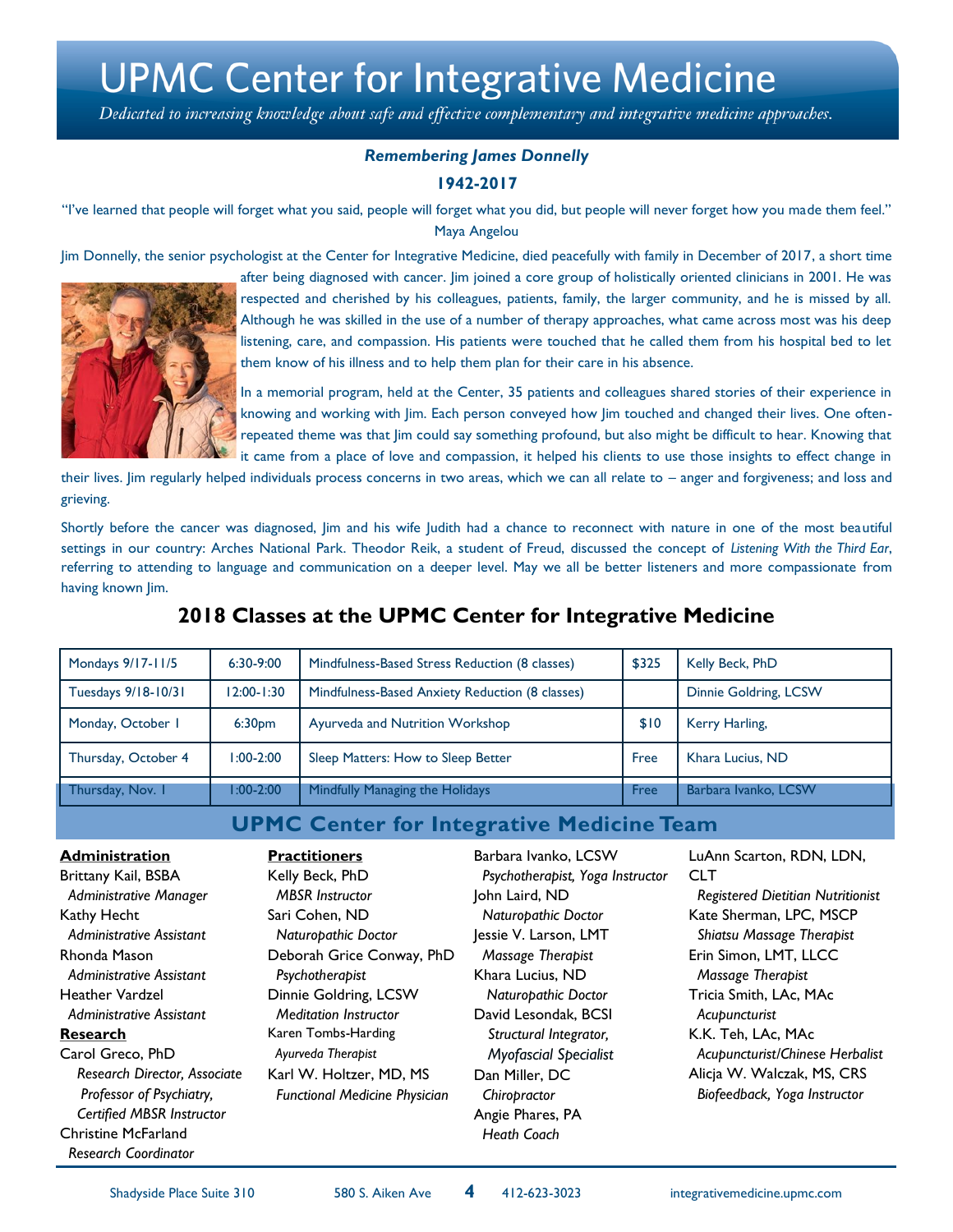# UPMC Center for Integrative Medicine

*Dedicated to increasing knowledge about safe and effective complementary and integrative medicine approaches.*

### *Remembering James Donnelly*

### 1942-2017

"I've learned that people will forget what you said, people will forget what you did, but people will never forget how you made them feel."
Maya Angelou

Jim Donnelly, the senior psychologist at the Center for Integrative Medicine, died peacefully with family in December of 2017, a short time after being diagnosed with cancer. Jim joined a core group of holistically oriented clinicians in 2001. He was respected and cherished by his colleagues, patients, family, the larger community, and he is missed by all. Although he was skilled in the use of a number of therapy approaches, what came across most was his deep listening, care, and compassion. His patients were touched that he called them from his hospital bed to let them know of his illness and to help them plan for their care in his absence.

In a memorial program, held at the Center, 35 patients and colleagues shared stories of their experience in knowing and working with Jim. Each person conveyed how Jim touched and changed their lives. One often-repeated theme was that Jim could say something profound, but also might be difficult to hear. Knowing that it came from a place of love and compassion, it helped his clients to use those insights to effect change in their lives. Jim regularly helped individuals process concerns in two areas, which we can all relate to – anger and forgiveness; and loss and grieving.

Shortly before the cancer was diagnosed, Jim and his wife Judith had a chance to reconnect with nature in one of the most beautiful settings in our country: Arches National Park. Theodor Reik, a student of Freud, discussed the concept of *Listening With the Third Ear*, referring to attending to language and communication on a deeper level. May we all be better listeners and more compassionate from having known Jim.

## 2018 Classes at the UPMC Center for Integrative Medicine

| | | | | |
|---|---|---|---|---|
| Mondays 9/17-11/5 | 6:30-9:00 | Mindfulness-Based Stress Reduction (8 classes) | $325 | Kelly Beck, PhD |
| Tuesdays 9/18-10/31 | 12:00-1:30 | Mindfulness-Based Anxiety Reduction (8 classes) | | Dinnie Goldring, LCSW |
| Monday, October 1 | 6:30pm | Ayurveda and Nutrition Workshop | $10 | Kerry Harling, |
| Thursday, October 4 | 1:00-2:00 | Sleep Matters: How to Sleep Better | Free | Khara Lucius, ND |
| Thursday, Nov. 1 | 1:00-2:00 | Mindfully Managing the Holidays | Free | Barbara Ivanko, LCSW |

## UPMC Center for Integrative Medicine Team

**Administration**

Brittany Kail, BSBA
*Administrative Manager*

Kathy Hecht
*Administrative Assistant*

Rhonda Mason
*Administrative Assistant*

Heather Vardzel
*Administrative Assistant*

**Research**

Carol Greco, PhD
*Research Director, Associate Professor of Psychiatry, Certified MBSR Instructor*

Christine McFarland
*Research Coordinator*

**Practitioners**

Kelly Beck, PhD
*MBSR Instructor*

Sari Cohen, ND
*Naturopathic Doctor*

Deborah Grice Conway, PhD
*Psychotherapist*

Dinnie Goldring, LCSW
*Meditation Instructor*

Karen Tombs-Harding
*Ayurveda Therapist*

Karl W. Holtzer, MD, MS
*Functional Medicine Physician*

Barbara Ivanko, LCSW
*Psychotherapist, Yoga Instructor*

John Laird, ND
*Naturopathic Doctor*

Jessie V. Larson, LMT
*Massage Therapist*

Khara Lucius, ND
*Naturopathic Doctor*

David Lesondak, BCSI
*Structural Integrator, Myofascial Specialist*

Dan Miller, DC
*Chiropractor*

Angie Phares, PA
*Heath Coach*

LuAnn Scarton, RDN, LDN, CLT
*Registered Dietitian Nutritionist*

Kate Sherman, LPC, MSCP
*Shiatsu Massage Therapist*

Erin Simon, LMT, LLCC
*Massage Therapist*

Tricia Smith, LAc, MAc
*Acupuncturist*

K.K. Teh, LAc, MAc
*Acupuncturist/Chinese Herbalist*

Alicja W. Walczak, MS, CRS
*Biofeedback, Yoga Instructor*

Shadyside Place Suite 310 | 580 S. Aiken Ave | 412-623-3023 | integrativemedicine.upmc.com